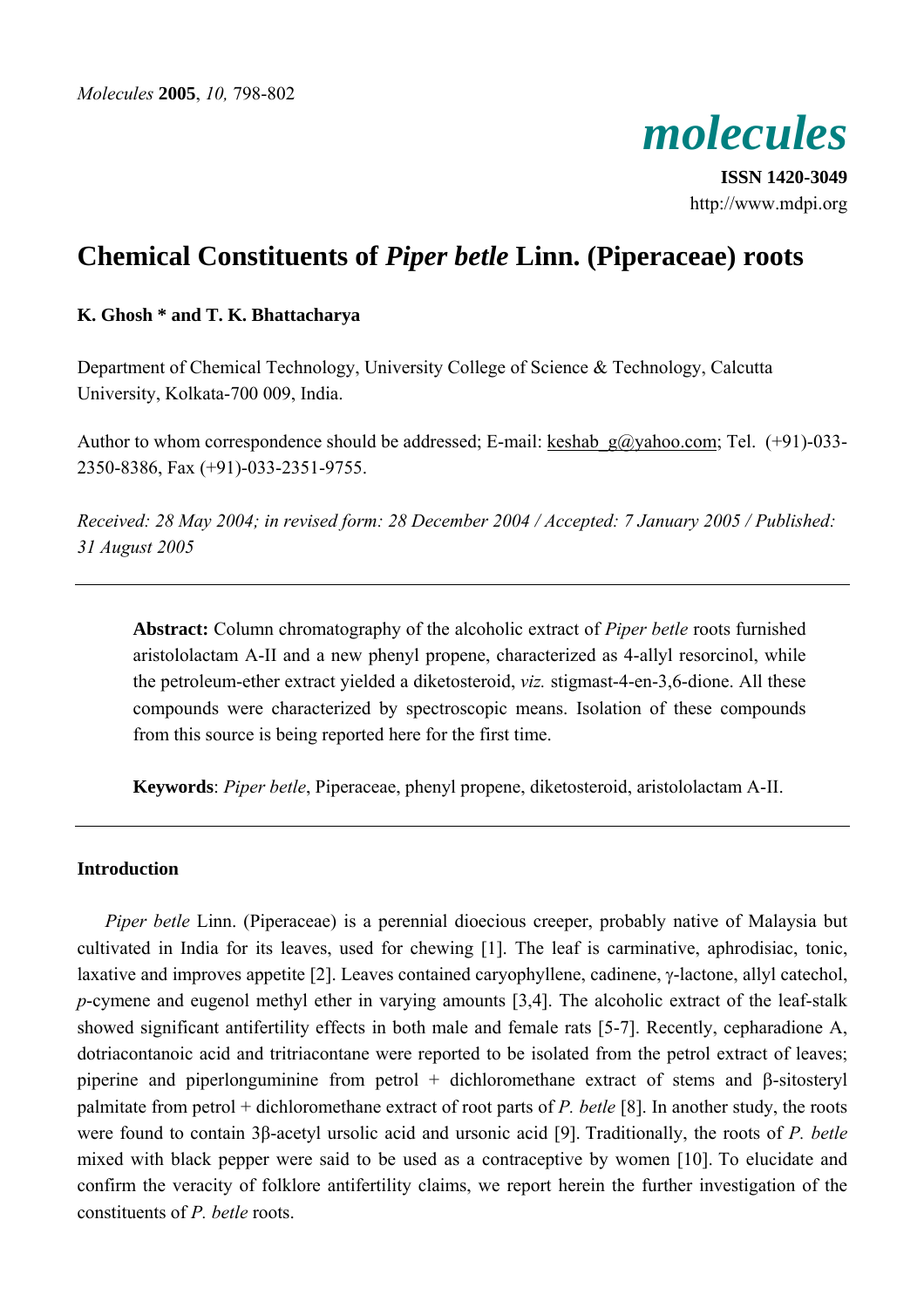*Molecules* **2005**, *10,* 798-802

# *molecules*

**ISSN 1420-3049**
http://www.mdpi.org

# Chemical Constituents of *Piper betle* Linn. (Piperaceae) roots

**K. Ghosh * and T. K. Bhattacharya**

Department of Chemical Technology, University College of Science & Technology, Calcutta University, Kolkata-700 009, India.

Author to whom correspondence should be addressed; E-mail: keshab_g@yahoo.com; Tel. (+91)-033-2350-8386, Fax (+91)-033-2351-9755.

*Received: 28 May 2004; in revised form: 28 December 2004 / Accepted: 7 January 2005 / Published: 31 August 2005*

---

**Abstract:** Column chromatography of the alcoholic extract of *Piper betle* roots furnished aristololactam A-II and a new phenyl propene, characterized as 4-allyl resorcinol, while the petroleum-ether extract yielded a diketosteroid, *viz.* stigmast-4-en-3,6-dione. All these compounds were characterized by spectroscopic means. Isolation of these compounds from this source is being reported here for the first time.

**Keywords**: *Piper betle*, Piperaceae, phenyl propene, diketosteroid, aristololactam A-II.

---

## Introduction

*Piper betle* Linn. (Piperaceae) is a perennial dioecious creeper, probably native of Malaysia but cultivated in India for its leaves, used for chewing [1]. The leaf is carminative, aphrodisiac, tonic, laxative and improves appetite [2]. Leaves contained caryophyllene, cadinene, γ-lactone, allyl catechol, *p*-cymene and eugenol methyl ether in varying amounts [3,4]. The alcoholic extract of the leaf-stalk showed significant antifertility effects in both male and female rats [5-7]. Recently, cepharadione A, dotriacontanoic acid and tritriacontane were reported to be isolated from the petrol extract of leaves; piperine and piperlonguminine from petrol + dichloromethane extract of stems and β-sitosteryl palmitate from petrol + dichloromethane extract of root parts of *P. betle* [8]. In another study, the roots were found to contain 3β-acetyl ursolic acid and ursonic acid [9]. Traditionally, the roots of *P. betle* mixed with black pepper were said to be used as a contraceptive by women [10]. To elucidate and confirm the veracity of folklore antifertility claims, we report herein the further investigation of the constituents of *P. betle* roots.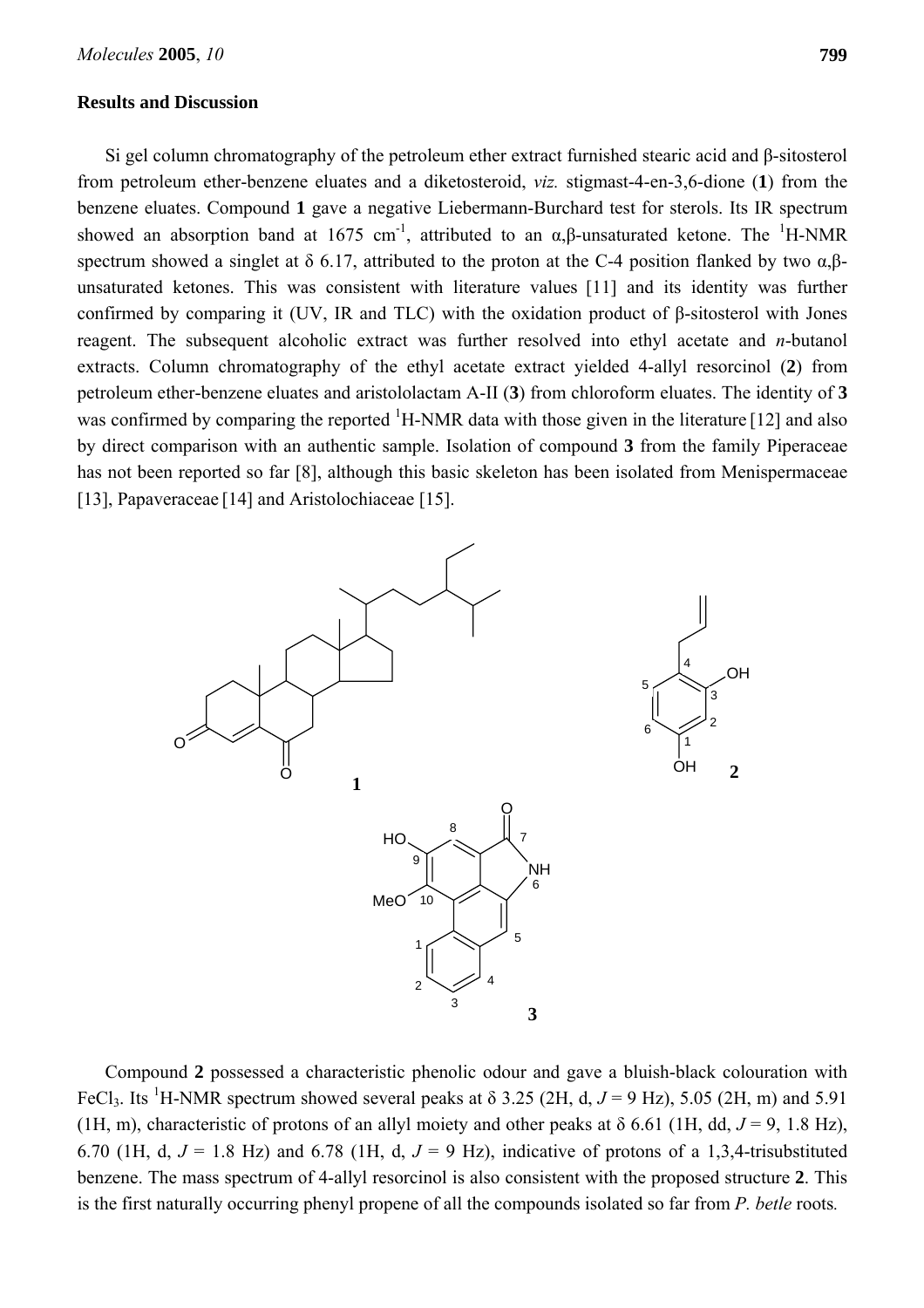## Results and Discussion

Si gel column chromatography of the petroleum ether extract furnished stearic acid and β-sitosterol from petroleum ether-benzene eluates and a diketosteroid, *viz.* stigmast-4-en-3,6-dione (**1**) from the benzene eluates. Compound **1** gave a negative Liebermann-Burchard test for sterols. Its IR spectrum showed an absorption band at 1675 $cm^{-1}$, attributed to an α,β-unsaturated ketone. The $^1$H-NMR spectrum showed a singlet at δ 6.17, attributed to the proton at the C-4 position flanked by two α,β-unsaturated ketones. This was consistent with literature values [11] and its identity was further confirmed by comparing it (UV, IR and TLC) with the oxidation product of β-sitosterol with Jones reagent. The subsequent alcoholic extract was further resolved into ethyl acetate and *n*-butanol extracts. Column chromatography of the ethyl acetate extract yielded 4-allyl resorcinol (**2**) from petroleum ether-benzene eluates and aristololactam A-II (**3**) from chloroform eluates. The identity of **3** was confirmed by comparing the reported $^1$H-NMR data with those given in the literature [12] and also by direct comparison with an authentic sample. Isolation of compound **3** from the family Piperaceae has not been reported so far [8], although this basic skeleton has been isolated from Menispermaceae [13], Papaveraceae [14] and Aristolochiaceae [15].

Compound **2** possessed a characteristic phenolic odour and gave a bluish-black colouration with $FeCl_3$. Its $^1$H-NMR spectrum showed several peaks at δ 3.25 (2H, d, $J$ = 9 Hz), 5.05 (2H, m) and 5.91 (1H, m), characteristic of protons of an allyl moiety and other peaks at δ 6.61 (1H, dd, $J$ = 9, 1.8 Hz), 6.70 (1H, d, $J$ = 1.8 Hz) and 6.78 (1H, d, $J$ = 9 Hz), indicative of protons of a 1,3,4-trisubstituted benzene. The mass spectrum of 4-allyl resorcinol is also consistent with the proposed structure **2**. This is the first naturally occurring phenyl propene of all the compounds isolated so far from *P. betle* roots.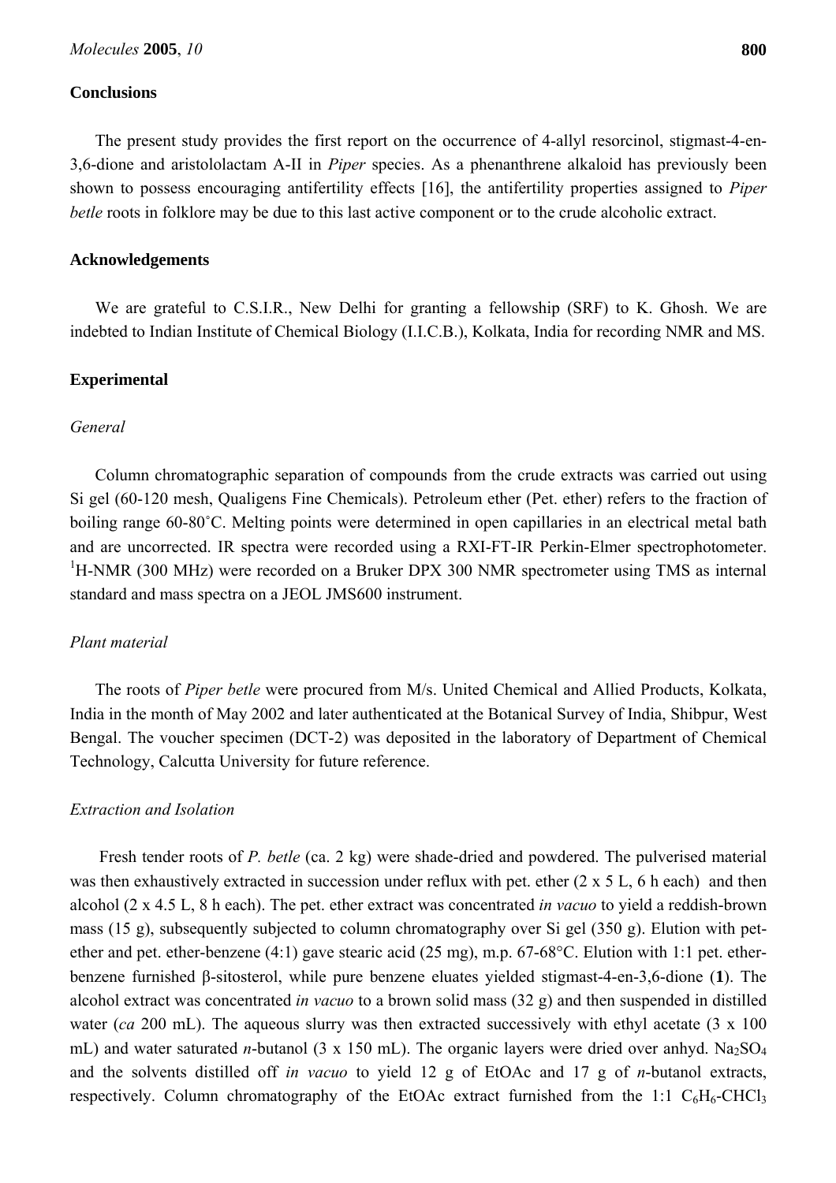## Conclusions

The present study provides the first report on the occurrence of 4-allyl resorcinol, stigmast-4-en-3,6-dione and aristololactam A-II in *Piper* species. As a phenanthrene alkaloid has previously been shown to possess encouraging antifertility effects [16], the antifertility properties assigned to *Piper betle* roots in folklore may be due to this last active component or to the crude alcoholic extract.

## Acknowledgements

We are grateful to C.S.I.R., New Delhi for granting a fellowship (SRF) to K. Ghosh. We are indebted to Indian Institute of Chemical Biology (I.I.C.B.), Kolkata, India for recording NMR and MS.

## Experimental

### *General*

Column chromatographic separation of compounds from the crude extracts was carried out using Si gel (60-120 mesh, Qualigens Fine Chemicals). Petroleum ether (Pet. ether) refers to the fraction of boiling range 60-80˚C. Melting points were determined in open capillaries in an electrical metal bath and are uncorrected. IR spectra were recorded using a RXI-FT-IR Perkin-Elmer spectrophotometer. $^{1}$H-NMR (300 MHz) were recorded on a Bruker DPX 300 NMR spectrometer using TMS as internal standard and mass spectra on a JEOL JMS600 instrument.

### *Plant material*

The roots of *Piper betle* were procured from M/s. United Chemical and Allied Products, Kolkata, India in the month of May 2002 and later authenticated at the Botanical Survey of India, Shibpur, West Bengal. The voucher specimen (DCT-2) was deposited in the laboratory of Department of Chemical Technology, Calcutta University for future reference.

### *Extraction and Isolation*

Fresh tender roots of *P. betle* (ca. 2 kg) were shade-dried and powdered. The pulverised material was then exhaustively extracted in succession under reflux with pet. ether (2 x 5 L, 6 h each) and then alcohol (2 x 4.5 L, 8 h each). The pet. ether extract was concentrated *in vacuo* to yield a reddish-brown mass (15 g), subsequently subjected to column chromatography over Si gel (350 g). Elution with pet-ether and pet. ether-benzene (4:1) gave stearic acid (25 mg), m.p. 67-68°C. Elution with 1:1 pet. ether-benzene furnished β-sitosterol, while pure benzene eluates yielded stigmast-4-en-3,6-dione (**1**). The alcohol extract was concentrated *in vacuo* to a brown solid mass (32 g) and then suspended in distilled water (*ca* 200 mL). The aqueous slurry was then extracted successively with ethyl acetate (3 x 100 mL) and water saturated *n*-butanol (3 x 150 mL). The organic layers were dried over anhyd. $Na_2SO_4$ and the solvents distilled off *in vacuo* to yield 12 g of EtOAc and 17 g of *n*-butanol extracts, respectively. Column chromatography of the EtOAc extract furnished from the 1:1 $C_6H_6$-$CHCl_3$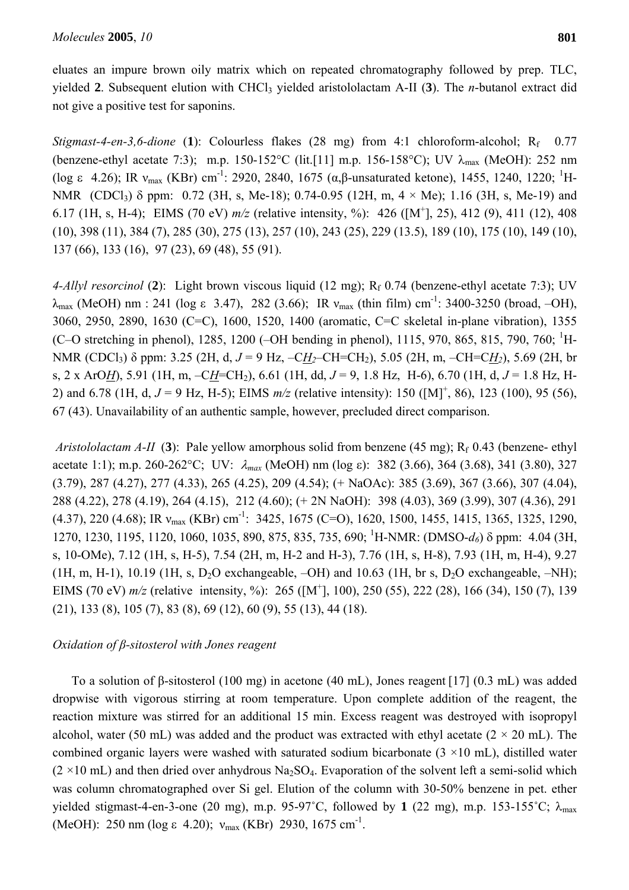eluates an impure brown oily matrix which on repeated chromatography followed by prep. TLC, yielded **2**. Subsequent elution with $CHCl_3$ yielded aristololactam A-II (**3**). The *n*-butanol extract did not give a positive test for saponins.

*Stigmast-4-en-3,6-dione* (**1**): Colourless flakes (28 mg) from 4:1 chloroform-alcohol; $R_f$ 0.77 (benzene-ethyl acetate 7:3); m.p. 150-152°C (lit.[11] m.p. 156-158°C); UV $\lambda_{max}$ (MeOH): 252 nm (log ε 4.26); IR $\nu_{max}$ (KBr) $cm^{-1}$: 2920, 2840, 1675 (α,β-unsaturated ketone), 1455, 1240, 1220; $^1$H-NMR ($CDCl_3$) δ ppm: 0.72 (3H, s, Me-18); 0.74-0.95 (12H, m, 4 × Me); 1.16 (3H, s, Me-19) and 6.17 (1H, s, H-4); EIMS (70 eV) *m/z* (relative intensity, %): 426 ([$M^+$], 25), 412 (9), 411 (12), 408 (10), 398 (11), 384 (7), 285 (30), 275 (13), 257 (10), 243 (25), 229 (13.5), 189 (10), 175 (10), 149 (10), 137 (66), 133 (16), 97 (23), 69 (48), 55 (91).

*4-Allyl resorcinol* (**2**): Light brown viscous liquid (12 mg); $R_f$ 0.74 (benzene-ethyl acetate 7:3); UV $\lambda_{max}$ (MeOH) nm : 241 (log ε 3.47), 282 (3.66); IR $\nu_{max}$ (thin film) $cm^{-1}$: 3400-3250 (broad, –OH), 3060, 2950, 2890, 1630 (C=C), 1600, 1520, 1400 (aromatic, C=C skeletal in-plane vibration), 1355 (C–O stretching in phenol), 1285, 1200 (–OH bending in phenol), 1115, 970, 865, 815, 790, 760; $^1$H-NMR ($CDCl_3$) δ ppm: 3.25 (2H, d, *J* = 9 Hz, –$C\underline{H_2}$–CH=$CH_2$), 5.05 (2H, m, –CH=$C\underline{H_2}$), 5.69 (2H, br s, 2 x ArO$\underline{H}$), 5.91 (1H, m, –C$\underline{H}$=$CH_2$), 6.61 (1H, dd, *J* = 9, 1.8 Hz, H-6), 6.70 (1H, d, *J* = 1.8 Hz, H-2) and 6.78 (1H, d, *J* = 9 Hz, H-5); EIMS *m/z* (relative intensity): 150 ([M]$^+$, 86), 123 (100), 95 (56), 67 (43). Unavailability of an authentic sample, however, precluded direct comparison.

*Aristololactam A-II* (**3**): Pale yellow amorphous solid from benzene (45 mg); $R_f$ 0.43 (benzene- ethyl acetate 1:1); m.p. 260-262°C; UV: $\lambda_{max}$ (MeOH) nm (log ε): 382 (3.66), 364 (3.68), 341 (3.80), 327 (3.79), 287 (4.27), 277 (4.33), 265 (4.25), 209 (4.54); (+ NaOAc): 385 (3.69), 367 (3.66), 307 (4.04), 288 (4.22), 278 (4.19), 264 (4.15), 212 (4.60); (+ 2N NaOH): 398 (4.03), 369 (3.99), 307 (4.36), 291 (4.37), 220 (4.68); IR $\nu_{max}$ (KBr) $cm^{-1}$: 3425, 1675 (C=O), 1620, 1500, 1455, 1415, 1365, 1325, 1290, 1270, 1230, 1195, 1120, 1060, 1035, 890, 875, 835, 735, 690; $^1$H-NMR: (DMSO-$d_6$) δ ppm: 4.04 (3H, s, 10-OMe), 7.12 (1H, s, H-5), 7.54 (2H, m, H-2 and H-3), 7.76 (1H, s, H-8), 7.93 (1H, m, H-4), 9.27 (1H, m, H-1), 10.19 (1H, s, $D_2O$ exchangeable, –OH) and 10.63 (1H, br s, $D_2O$ exchangeable, –NH); EIMS (70 eV) *m/z* (relative intensity, %): 265 ([$M^+$], 100), 250 (55), 222 (28), 166 (34), 150 (7), 139 (21), 133 (8), 105 (7), 83 (8), 69 (12), 60 (9), 55 (13), 44 (18).

*Oxidation of β-sitosterol with Jones reagent*

To a solution of β-sitosterol (100 mg) in acetone (40 mL), Jones reagent [17] (0.3 mL) was added dropwise with vigorous stirring at room temperature. Upon complete addition of the reagent, the reaction mixture was stirred for an additional 15 min. Excess reagent was destroyed with isopropyl alcohol, water (50 mL) was added and the product was extracted with ethyl acetate (2 × 20 mL). The combined organic layers were washed with saturated sodium bicarbonate (3 ×10 mL), distilled water (2 ×10 mL) and then dried over anhydrous $Na_2SO_4$. Evaporation of the solvent left a semi-solid which was column chromatographed over Si gel. Elution of the column with 30-50% benzene in pet. ether yielded stigmast-4-en-3-one (20 mg), m.p. 95-97˚C, followed by **1** (22 mg), m.p. 153-155˚C; $\lambda_{max}$ (MeOH): 250 nm (log ε 4.20); $\nu_{max}$ (KBr) 2930, 1675 $cm^{-1}$.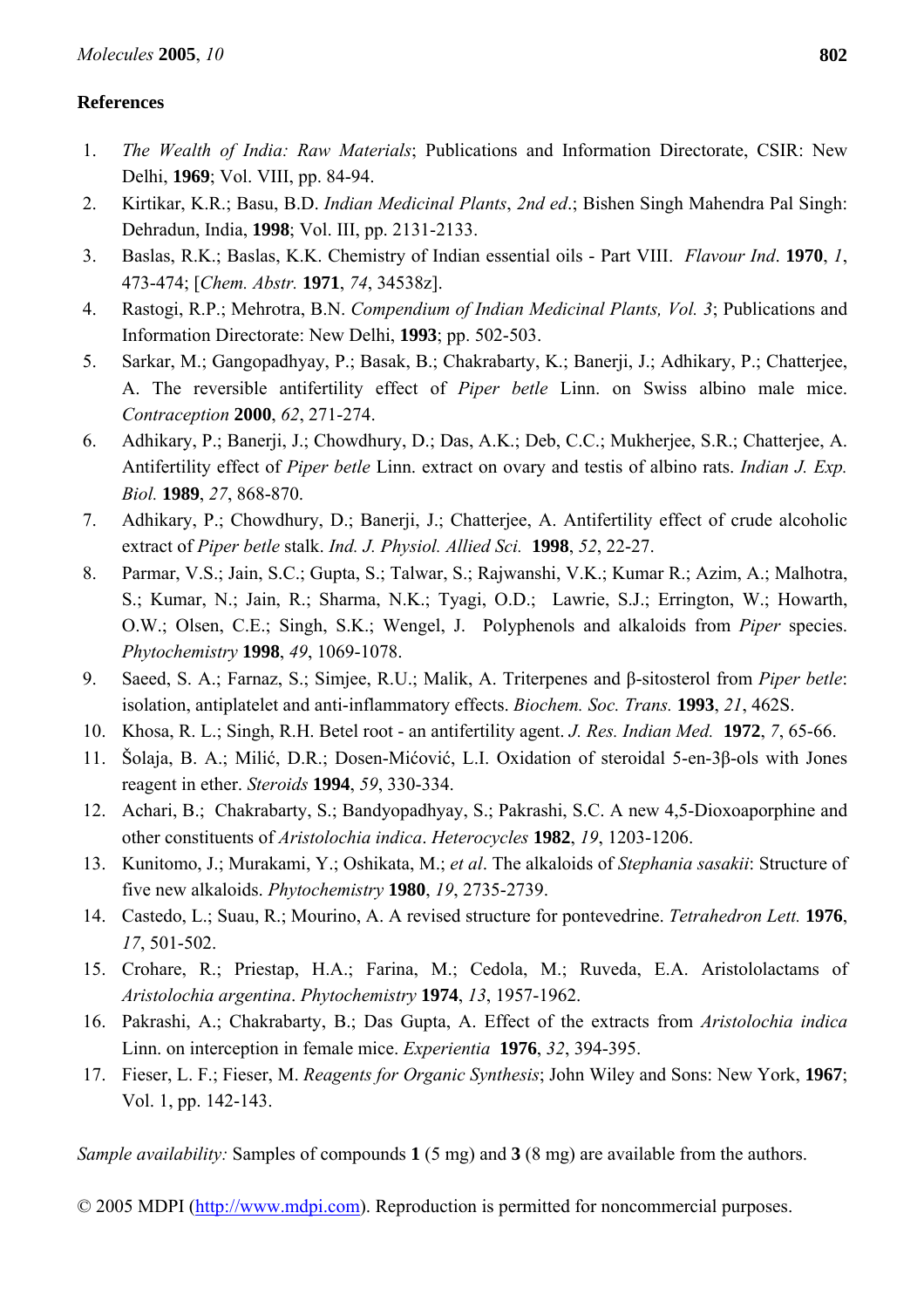## References

1. *The Wealth of India: Raw Materials*; Publications and Information Directorate, CSIR: New Delhi, **1969**; Vol. VIII, pp. 84-94.
2. Kirtikar, K.R.; Basu, B.D. *Indian Medicinal Plants*, *2nd ed*.; Bishen Singh Mahendra Pal Singh: Dehradun, India, **1998**; Vol. III, pp. 2131-2133.
3. Baslas, R.K.; Baslas, K.K. Chemistry of Indian essential oils - Part VIII. *Flavour Ind*. **1970**, *1*, 473-474; [*Chem. Abstr.* **1971**, *74*, 34538z].
4. Rastogi, R.P.; Mehrotra, B.N. *Compendium of Indian Medicinal Plants, Vol. 3*; Publications and Information Directorate: New Delhi, **1993**; pp. 502-503.
5. Sarkar, M.; Gangopadhyay, P.; Basak, B.; Chakrabarty, K.; Banerji, J.; Adhikary, P.; Chatterjee, A. The reversible antifertility effect of *Piper betle* Linn. on Swiss albino male mice. *Contraception* **2000**, *62*, 271-274.
6. Adhikary, P.; Banerji, J.; Chowdhury, D.; Das, A.K.; Deb, C.C.; Mukherjee, S.R.; Chatterjee, A. Antifertility effect of *Piper betle* Linn. extract on ovary and testis of albino rats. *Indian J. Exp. Biol.* **1989**, *27*, 868-870.
7. Adhikary, P.; Chowdhury, D.; Banerji, J.; Chatterjee, A. Antifertility effect of crude alcoholic extract of *Piper betle* stalk. *Ind. J. Physiol. Allied Sci.* **1998**, *52*, 22-27.
8. Parmar, V.S.; Jain, S.C.; Gupta, S.; Talwar, S.; Rajwanshi, V.K.; Kumar R.; Azim, A.; Malhotra, S.; Kumar, N.; Jain, R.; Sharma, N.K.; Tyagi, O.D.; Lawrie, S.J.; Errington, W.; Howarth, O.W.; Olsen, C.E.; Singh, S.K.; Wengel, J. Polyphenols and alkaloids from *Piper* species. *Phytochemistry* **1998**, *49*, 1069-1078.
9. Saeed, S. A.; Farnaz, S.; Simjee, R.U.; Malik, A. Triterpenes and β-sitosterol from *Piper betle*: isolation, antiplatelet and anti-inflammatory effects. *Biochem. Soc. Trans.* **1993**, *21*, 462S.
10. Khosa, R. L.; Singh, R.H. Betel root - an antifertility agent. *J. Res. Indian Med.* **1972**, *7*, 65-66.
11. Šolaja, B. A.; Milić, D.R.; Dosen-Mićović, L.I. Oxidation of steroidal 5-en-3β-ols with Jones reagent in ether. *Steroids* **1994**, *59*, 330-334.
12. Achari, B.; Chakrabarty, S.; Bandyopadhyay, S.; Pakrashi, S.C. A new 4,5-Dioxoaporphine and other constituents of *Aristolochia indica*. *Heterocycles* **1982**, *19*, 1203-1206.
13. Kunitomo, J.; Murakami, Y.; Oshikata, M.; *et al*. The alkaloids of *Stephania sasakii*: Structure of five new alkaloids. *Phytochemistry* **1980**, *19*, 2735-2739.
14. Castedo, L.; Suau, R.; Mourino, A. A revised structure for pontevedrine. *Tetrahedron Lett.* **1976**, *17*, 501-502.
15. Crohare, R.; Priestap, H.A.; Farina, M.; Cedola, M.; Ruveda, E.A. Aristololactams of *Aristolochia argentina*. *Phytochemistry* **1974**, *13*, 1957-1962.
16. Pakrashi, A.; Chakrabarty, B.; Das Gupta, A. Effect of the extracts from *Aristolochia indica* Linn. on interception in female mice. *Experientia* **1976**, *32*, 394-395.
17. Fieser, L. F.; Fieser, M. *Reagents for Organic Synthesis*; John Wiley and Sons: New York, **1967**; Vol. 1, pp. 142-143.

*Sample availability:* Samples of compounds **1** (5 mg) and **3** (8 mg) are available from the authors.

© 2005 MDPI (http://www.mdpi.com). Reproduction is permitted for noncommercial purposes.